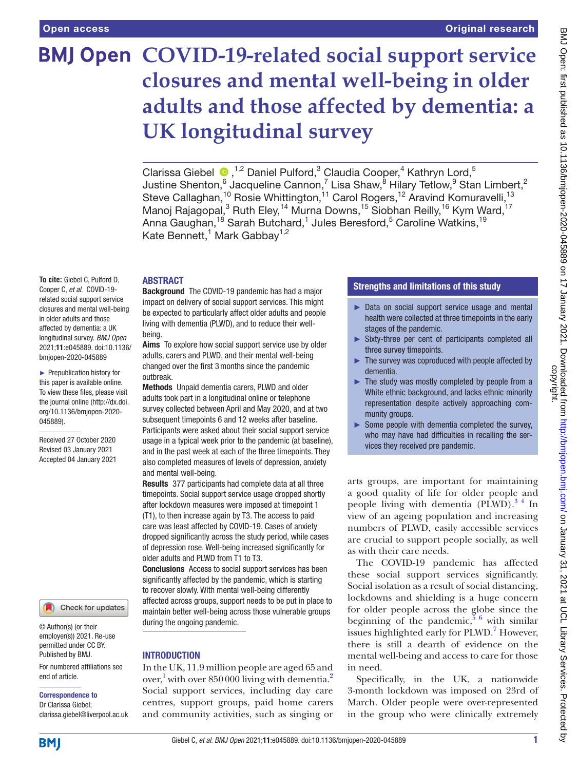# COVID-19-related social support service closures and mental well-being in older adults and those affected by dementia: a UK longitudinal survey

Clarissa Giebel,[1,2] Daniel Pulford,[3] Claudia Cooper,[4] Kathryn Lord,[5] Justine Shenton,[6] Jacqueline Cannon,[7] Lisa Shaw,[8] Hilary Tetlow,[9] Stan Limbert,[2] Steve Callaghan,[10] Rosie Whittington,[11] Carol Rogers,[12] Aravind Komuravelli,[13] Manoj Rajagopal,[3] Ruth Eley,[14] Murna Downs,[15] Siobhan Reilly,[16] Kym Ward,[17] Anna Gaughan,[18] Sarah Butchard,[1] Jules Beresford,[5] Caroline Watkins,[19] Kate Bennett,[1] Mark Gabbay[1,2]

**To cite:** Giebel C, Pulford D, Cooper C, *et al*. COVID-19-related social support service closures and mental well-being in older adults and those affected by dementia: a UK longitudinal survey. *BMJ Open* 2021;**11**:e045889. doi:10.1136/bmjopen-2020-045889

► Prepublication history for this paper is available online. To view these files, please visit the journal online (http://dx.doi.org/10.1136/bmjopen-2020-045889).

Received 27 October 2020
Revised 03 January 2021
Accepted 04 January 2021

© Author(s) (or their employer(s)) 2021. Re-use permitted under CC BY. Published by BMJ.

For numbered affiliations see end of article.

**Correspondence to**
Dr Clarissa Giebel;
clarissa.giebel@liverpool.ac.uk

## ABSTRACT

**Background** The COVID-19 pandemic has had a major impact on delivery of social support services. This might be expected to particularly affect older adults and people living with dementia (PLWD), and to reduce their well-being.

**Aims** To explore how social support service use by older adults, carers and PLWD, and their mental well-being changed over the first 3 months since the pandemic outbreak.

**Methods** Unpaid dementia carers, PLWD and older adults took part in a longitudinal online or telephone survey collected between April and May 2020, and at two subsequent timepoints 6 and 12 weeks after baseline. Participants were asked about their social support service usage in a typical week prior to the pandemic (at baseline), and in the past week at each of the three timepoints. They also completed measures of levels of depression, anxiety and mental well-being.

**Results** 377 participants had complete data at all three timepoints. Social support service usage dropped shortly after lockdown measures were imposed at timepoint 1 (T1), to then increase again by T3. The access to paid care was least affected by COVID-19. Cases of anxiety dropped significantly across the study period, while cases of depression rose. Well-being increased significantly for older adults and PLWD from T1 to T3.

**Conclusions** Access to social support services has been significantly affected by the pandemic, which is starting to recover slowly. With mental well-being differently affected across groups, support needs to be put in place to maintain better well-being across those vulnerable groups during the ongoing pandemic.

## Strengths and limitations of this study

- ► Data on social support service usage and mental health were collected at three timepoints in the early stages of the pandemic.
- ► Sixty-three per cent of participants completed all three survey timepoints.
- ► The survey was coproduced with people affected by dementia.
- ► The study was mostly completed by people from a White ethnic background, and lacks ethnic minority representation despite actively approaching community groups.
- ► Some people with dementia completed the survey, who may have had difficulties in recalling the services they received pre pandemic.

## INTRODUCTION

In the UK, 11.9 million people are aged 65 and over,[1] with over 850 000 living with dementia.[2] Social support services, including day care centres, support groups, paid home carers and community activities, such as singing or arts groups, are important for maintaining a good quality of life for older people and people living with dementia (PLWD).[3,4] In view of an ageing population and increasing numbers of PLWD, easily accessible services are crucial to support people socially, as well as with their care needs.

The COVID-19 pandemic has affected these social support services significantly. Social isolation as a result of social distancing, lockdowns and shielding is a huge concern for older people across the globe since the beginning of the pandemic,[5,6] with similar issues highlighted early for PLWD.[7] However, there is still a dearth of evidence on the mental well-being and access to care for those in need.

Specifically, in the UK, a nationwide 3-month lockdown was imposed on 23rd of March. Older people were over-represented in the group who were clinically extremely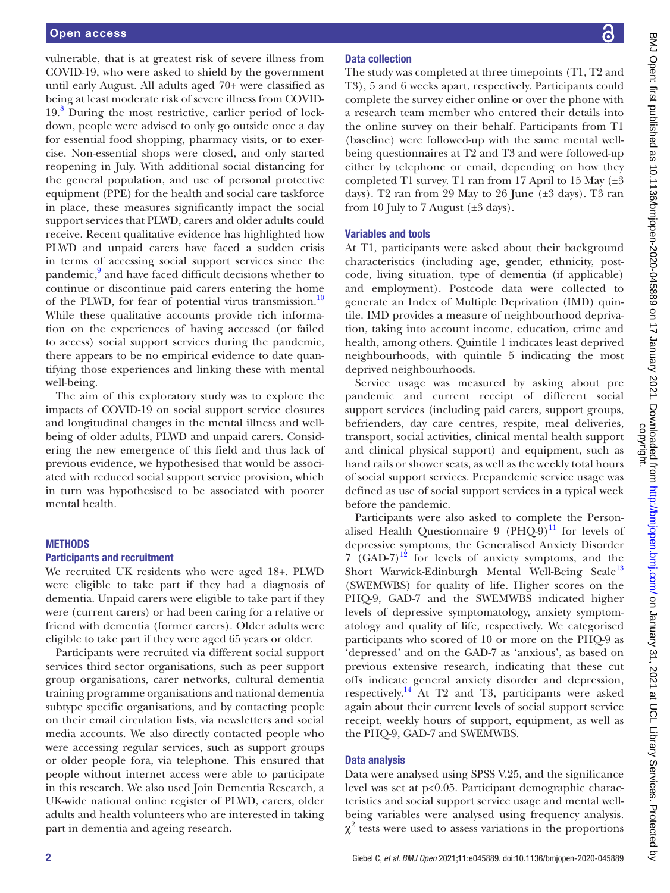vulnerable, that is at greatest risk of severe illness from COVID-19, who were asked to shield by the government until early August. All adults aged 70+ were classified as being at least moderate risk of severe illness from COVID-19.[8] During the most restrictive, earlier period of lockdown, people were advised to only go outside once a day for essential food shopping, pharmacy visits, or to exercise. Non-essential shops were closed, and only started reopening in July. With additional social distancing for the general population, and use of personal protective equipment (PPE) for the health and social care taskforce in place, these measures significantly impact the social support services that PLWD, carers and older adults could receive. Recent qualitative evidence has highlighted how PLWD and unpaid carers have faced a sudden crisis in terms of accessing social support services since the pandemic,[9] and have faced difficult decisions whether to continue or discontinue paid carers entering the home of the PLWD, for fear of potential virus transmission.[10] While these qualitative accounts provide rich information on the experiences of having accessed (or failed to access) social support services during the pandemic, there appears to be no empirical evidence to date quantifying those experiences and linking these with mental well-being.

The aim of this exploratory study was to explore the impacts of COVID-19 on social support service closures and longitudinal changes in the mental illness and well-being of older adults, PLWD and unpaid carers. Considering the new emergence of this field and thus lack of previous evidence, we hypothesised that would be associated with reduced social support service provision, which in turn was hypothesised to be associated with poorer mental health.

## METHODS

### Participants and recruitment

We recruited UK residents who were aged 18+. PLWD were eligible to take part if they had a diagnosis of dementia. Unpaid carers were eligible to take part if they were (current carers) or had been caring for a relative or friend with dementia (former carers). Older adults were eligible to take part if they were aged 65 years or older.

Participants were recruited via different social support services third sector organisations, such as peer support group organisations, carer networks, cultural dementia training programme organisations and national dementia subtype specific organisations, and by contacting people on their email circulation lists, via newsletters and social media accounts. We also directly contacted people who were accessing regular services, such as support groups or older people fora, via telephone. This ensured that people without internet access were able to participate in this research. We also used Join Dementia Research, a UK-wide national online register of PLWD, carers, older adults and health volunteers who are interested in taking part in dementia and ageing research.

### Data collection

The study was completed at three timepoints (T1, T2 and T3), 5 and 6 weeks apart, respectively. Participants could complete the survey either online or over the phone with a research team member who entered their details into the online survey on their behalf. Participants from T1 (baseline) were followed-up with the same mental well-being questionnaires at T2 and T3 and were followed-up either by telephone or email, depending on how they completed T1 survey. T1 ran from 17 April to 15 May (±3 days). T2 ran from 29 May to 26 June (±3 days). T3 ran from 10 July to 7 August (±3 days).

### Variables and tools

At T1, participants were asked about their background characteristics (including age, gender, ethnicity, postcode, living situation, type of dementia (if applicable) and employment). Postcode data were collected to generate an Index of Multiple Deprivation (IMD) quintile. IMD provides a measure of neighbourhood deprivation, taking into account income, education, crime and health, among others. Quintile 1 indicates least deprived neighbourhoods, with quintile 5 indicating the most deprived neighbourhoods.

Service usage was measured by asking about pre pandemic and current receipt of different social support services (including paid carers, support groups, befrienders, day care centres, respite, meal deliveries, transport, social activities, clinical mental health support and clinical physical support) and equipment, such as hand rails or shower seats, as well as the weekly total hours of social support services. Prepandemic service usage was defined as use of social support services in a typical week before the pandemic.

Participants were also asked to complete the Personalised Health Questionnaire 9 (PHQ-9)[11] for levels of depressive symptoms, the Generalised Anxiety Disorder 7 (GAD-7)[12] for levels of anxiety symptoms, and the Short Warwick-Edinburgh Mental Well-Being Scale[13] (SWEMWBS) for quality of life. Higher scores on the PHQ-9, GAD-7 and the SWEMWBS indicated higher levels of depressive symptomatology, anxiety symptomatology and quality of life, respectively. We categorised participants who scored of 10 or more on the PHQ-9 as 'depressed' and on the GAD-7 as 'anxious', as based on previous extensive research, indicating that these cut offs indicate general anxiety disorder and depression, respectively.[14] At T2 and T3, participants were asked again about their current levels of social support service receipt, weekly hours of support, equipment, as well as the PHQ-9, GAD-7 and SWEMWBS.

### Data analysis

Data were analysed using SPSS V.25, and the significance level was set at $p<0.05$. Participant demographic characteristics and social support service usage and mental well-being variables were analysed using frequency analysis. $\chi^2$ tests were used to assess variations in the proportions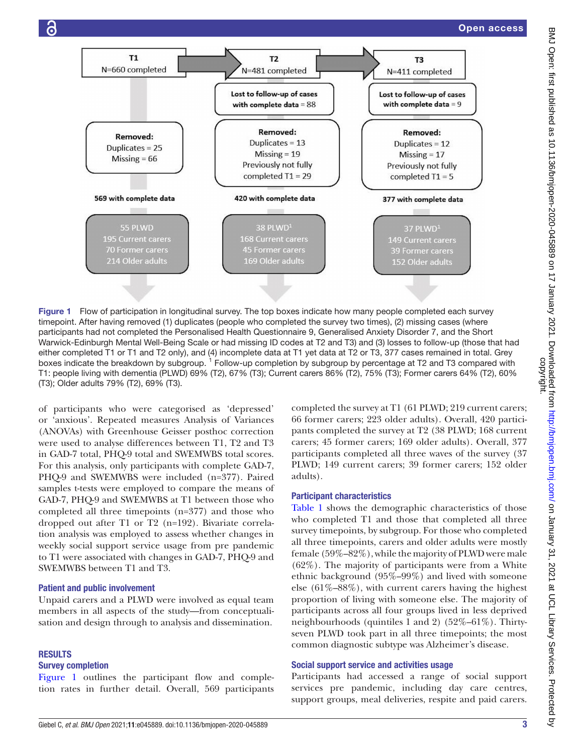T1
N=660 completed

T2
N=481 completed

T3
N=411 completed

Lost to follow-up of cases with complete data = 88

Lost to follow-up of cases with complete data = 9

Removed:
Duplicates = 25
Missing = 66

Removed:
Duplicates = 13
Missing = 19
Previously not fully completed T1 = 29

Removed:
Duplicates = 12
Missing = 17
Previously not fully completed T1 = 5

569 with complete data

420 with complete data

377 with complete data

55 PLWD
195 Current carers
70 Former carers
214 Older adults

38 PLWD[1]
168 Current carers
45 Former carers
169 Older adults

37 PLWD[1]
149 Current carers
39 Former carers
152 Older adults

**Figure 1** Flow of participation in longitudinal survey. The top boxes indicate how many people completed each survey timepoint. After having removed (1) duplicates (people who completed the survey two times), (2) missing cases (where participants had not completed the Personalised Health Questionnaire 9, Generalised Anxiety Disorder 7, and the Short Warwick-Edinburgh Mental Well-Being Scale or had missing ID codes at T2 and T3) and (3) losses to follow-up (those that had either completed T1 or T1 and T2 only), and (4) incomplete data at T1 yet data at T2 or T3, 377 cases remained in total. Grey boxes indicate the breakdown by subgroup. [1] Follow-up completion by subgroup by percentage at T2 and T3 compared with T1: people living with dementia (PLWD) 69% (T2), 67% (T3); Current carers 86% (T2), 75% (T3); Former carers 64% (T2), 60% (T3); Older adults 79% (T2), 69% (T3).

of participants who were categorised as 'depressed' or 'anxious'. Repeated measures Analysis of Variances (ANOVAs) with Greenhouse Geisser posthoc correction were used to analyse differences between T1, T2 and T3 in GAD-7 total, PHQ-9 total and SWEMWBS total scores. For this analysis, only participants with complete GAD-7, PHQ-9 and SWEMWBS were included (n=377). Paired samples t-tests were employed to compare the means of GAD-7, PHQ-9 and SWEMWBS at T1 between those who completed all three timepoints (n=377) and those who dropped out after T1 or T2 (n=192). Bivariate correlation analysis was employed to assess whether changes in weekly social support service usage from pre pandemic to T1 were associated with changes in GAD-7, PHQ-9 and SWEMWBS between T1 and T3.

### Patient and public involvement

Unpaid carers and a PLWD were involved as equal team members in all aspects of the study—from conceptualisation and design through to analysis and dissemination.

## RESULTS

### Survey completion

Figure 1 outlines the participant flow and completion rates in further detail. Overall, 569 participants completed the survey at T1 (61 PLWD; 219 current carers; 66 former carers; 223 older adults). Overall, 420 participants completed the survey at T2 (38 PLWD; 168 current carers; 45 former carers; 169 older adults). Overall, 377 participants completed all three waves of the survey (37 PLWD; 149 current carers; 39 former carers; 152 older adults).

### Participant characteristics

Table 1 shows the demographic characteristics of those who completed T1 and those that completed all three survey timepoints, by subgroup. For those who completed all three timepoints, carers and older adults were mostly female (59%–82%), while the majority of PLWD were male (62%). The majority of participants were from a White ethnic background (95%–99%) and lived with someone else (61%–88%), with current carers having the highest proportion of living with someone else. The majority of participants across all four groups lived in less deprived neighbourhoods (quintiles 1 and 2) (52%–61%). Thirty-seven PLWD took part in all three timepoints; the most common diagnostic subtype was Alzheimer's disease.

### Social support service and activities usage

Participants had accessed a range of social support services pre pandemic, including day care centres, support groups, meal deliveries, respite and paid carers.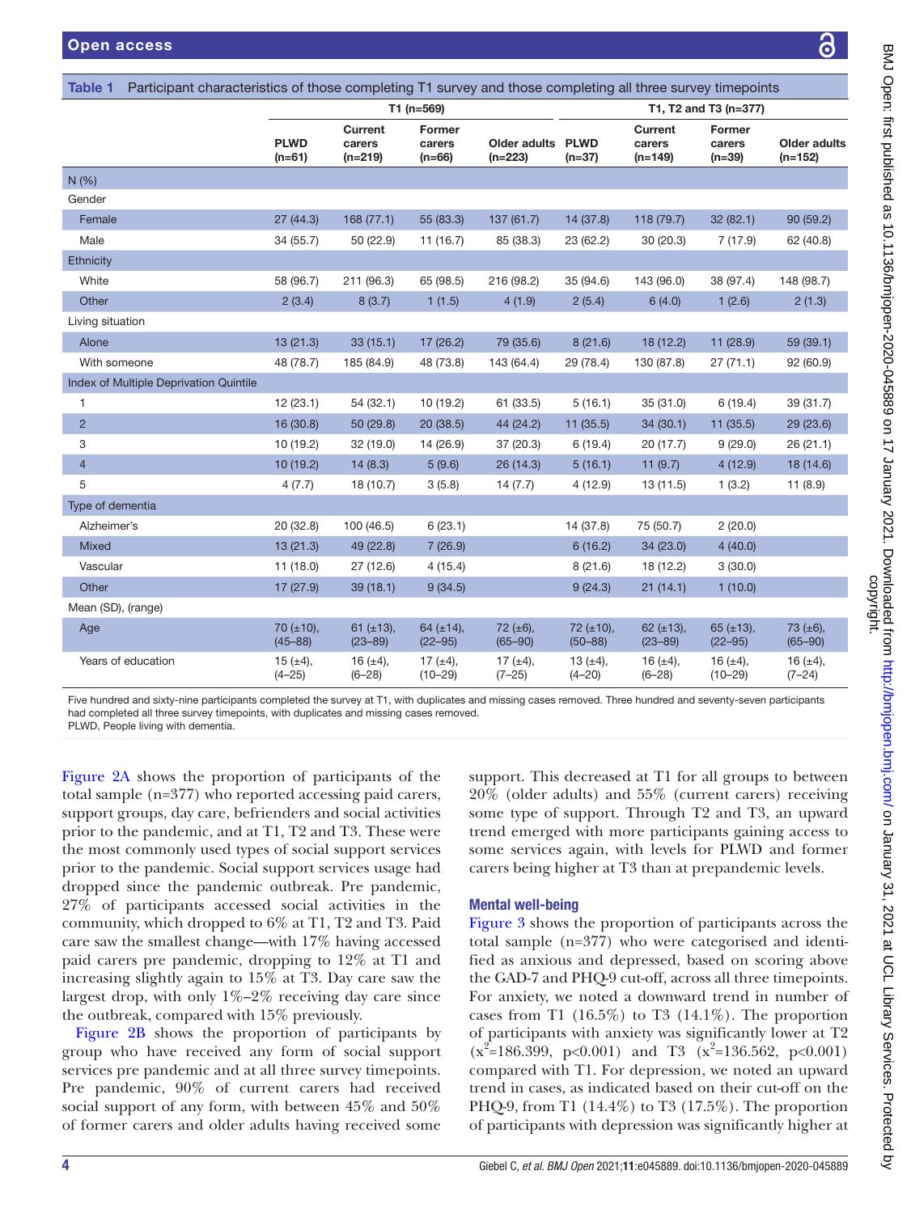**Table 1** Participant characteristics of those completing T1 survey and those completing all three survey timepoints

| | T1 (n=569) | | | | T1, T2 and T3 (n=377) | | | |
|---|---|---|---|---|---|---|---|---|
| | PLWD (n=61) | Current carers (n=219) | Former carers (n=66) | Older adults (n=223) | PLWD (n=37) | Current carers (n=149) | Former carers (n=39) | Older adults (n=152) |
| N (%) | | | | | | | | |
| Gender | | | | | | | | |
| Female | 27 (44.3) | 168 (77.1) | 55 (83.3) | 137 (61.7) | 14 (37.8) | 118 (79.7) | 32 (82.1) | 90 (59.2) |
| Male | 34 (55.7) | 50 (22.9) | 11 (16.7) | 85 (38.3) | 23 (62.2) | 30 (20.3) | 7 (17.9) | 62 (40.8) |
| Ethnicity | | | | | | | | |
| White | 58 (96.7) | 211 (96.3) | 65 (98.5) | 216 (98.2) | 35 (94.6) | 143 (96.0) | 38 (97.4) | 148 (98.7) |
| Other | 2 (3.4) | 8 (3.7) | 1 (1.5) | 4 (1.9) | 2 (5.4) | 6 (4.0) | 1 (2.6) | 2 (1.3) |
| Living situation | | | | | | | | |
| Alone | 13 (21.3) | 33 (15.1) | 17 (26.2) | 79 (35.6) | 8 (21.6) | 18 (12.2) | 11 (28.9) | 59 (39.1) |
| With someone | 48 (78.7) | 185 (84.9) | 48 (73.8) | 143 (64.4) | 29 (78.4) | 130 (87.8) | 27 (71.1) | 92 (60.9) |
| Index of Multiple Deprivation Quintile | | | | | | | | |
| 1 | 12 (23.1) | 54 (32.1) | 10 (19.2) | 61 (33.5) | 5 (16.1) | 35 (31.0) | 6 (19.4) | 39 (31.7) |
| 2 | 16 (30.8) | 50 (29.8) | 20 (38.5) | 44 (24.2) | 11 (35.5) | 34 (30.1) | 11 (35.5) | 29 (23.6) |
| 3 | 10 (19.2) | 32 (19.0) | 14 (26.9) | 37 (20.3) | 6 (19.4) | 20 (17.7) | 9 (29.0) | 26 (21.1) |
| 4 | 10 (19.2) | 14 (8.3) | 5 (9.6) | 26 (14.3) | 5 (16.1) | 11 (9.7) | 4 (12.9) | 18 (14.6) |
| 5 | 4 (7.7) | 18 (10.7) | 3 (5.8) | 14 (7.7) | 4 (12.9) | 13 (11.5) | 1 (3.2) | 11 (8.9) |
| Type of dementia | | | | | | | | |
| Alzheimer's | 20 (32.8) | 100 (46.5) | 6 (23.1) | | 14 (37.8) | 75 (50.7) | 2 (20.0) | |
| Mixed | 13 (21.3) | 49 (22.8) | 7 (26.9) | | 6 (16.2) | 34 (23.0) | 4 (40.0) | |
| Vascular | 11 (18.0) | 27 (12.6) | 4 (15.4) | | 8 (21.6) | 18 (12.2) | 3 (30.0) | |
| Other | 17 (27.9) | 39 (18.1) | 9 (34.5) | | 9 (24.3) | 21 (14.1) | 1 (10.0) | |
| Mean (SD), (range) | | | | | | | | |
| Age | 70 (±10), (45–88) | 61 (±13), (23–89) | 64 (±14), (22–95) | 72 (±6), (65–90) | 72 (±10), (50–88) | 62 (±13), (23–89) | 65 (±13), (22–95) | 73 (±6), (65–90) |
| Years of education | 15 (±4), (4–25) | 16 (±4), (6–28) | 17 (±4), (10–29) | 17 (±4), (7–25) | 13 (±4), (4–20) | 16 (±4), (6–28) | 16 (±4), (10–29) | 16 (±4), (7–24) |

Five hundred and sixty-nine participants completed the survey at T1, with duplicates and missing cases removed. Three hundred and seventy-seven participants had completed all three survey timepoints, with duplicates and missing cases removed.
PLWD, People living with dementia.

Figure 2A shows the proportion of participants of the total sample (n=377) who reported accessing paid carers, support groups, day care, befrienders and social activities prior to the pandemic, and at T1, T2 and T3. These were the most commonly used types of social support services prior to the pandemic. Social support services usage had dropped since the pandemic outbreak. Pre pandemic, 27% of participants accessed social activities in the community, which dropped to 6% at T1, T2 and T3. Paid care saw the smallest change—with 17% having accessed paid carers pre pandemic, dropping to 12% at T1 and increasing slightly again to 15% at T3. Day care saw the largest drop, with only 1%–2% receiving day care since the outbreak, compared with 15% previously.

Figure 2B shows the proportion of participants by group who have received any form of social support services pre pandemic and at all three survey timepoints. Pre pandemic, 90% of current carers had received social support of any form, with between 45% and 50% of former carers and older adults having received some support. This decreased at T1 for all groups to between 20% (older adults) and 55% (current carers) receiving some type of support. Through T2 and T3, an upward trend emerged with more participants gaining access to some services again, with levels for PLWD and former carers being higher at T3 than at prepandemic levels.

### Mental well-being

Figure 3 shows the proportion of participants across the total sample (n=377) who were categorised and identified as anxious and depressed, based on scoring above the GAD-7 and PHQ-9 cut-off, across all three timepoints. For anxiety, we noted a downward trend in number of cases from T1 (16.5%) to T3 (14.1%). The proportion of participants with anxiety was significantly lower at T2 ($x^2$=186.399, p<0.001) and T3 ($x^2$=136.562, p<0.001) compared with T1. For depression, we noted an upward trend in cases, as indicated based on their cut-off on the PHQ-9, from T1 (14.4%) to T3 (17.5%). The proportion of participants with depression was significantly higher at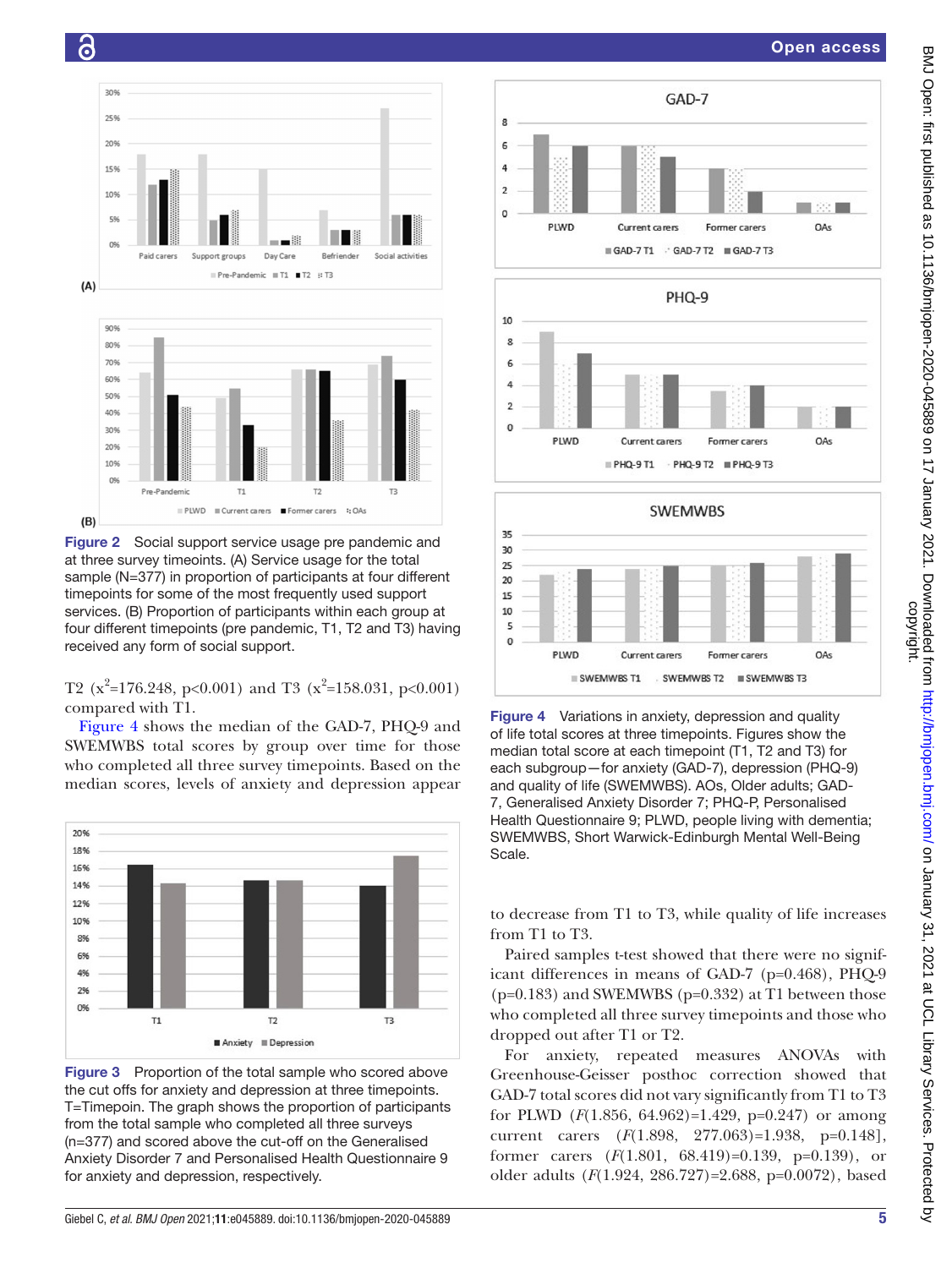Figure 2 Social support service usage pre pandemic and at three survey timeoints. (A) Service usage for the total sample (N=377) in proportion of participants at four different timepoints for some of the most frequently used support services. (B) Proportion of participants within each group at four different timepoints (pre pandemic, T1, T2 and T3) having received any form of social support.

T2 ($x^2$=176.248, p<0.001) and T3 ($x^2$=158.031, p<0.001) compared with T1.

Figure 4 shows the median of the GAD-7, PHQ-9 and SWEMWBS total scores by group over time for those who completed all three survey timepoints. Based on the median scores, levels of anxiety and depression appear to decrease from T1 to T3, while quality of life increases from T1 to T3.

Figure 3 Proportion of the total sample who scored above the cut offs for anxiety and depression at three timepoints. T=Timepoin. The graph shows the proportion of participants from the total sample who completed all three surveys (n=377) and scored above the cut-off on the Generalised Anxiety Disorder 7 and Personalised Health Questionnaire 9 for anxiety and depression, respectively.

Figure 4 Variations in anxiety, depression and quality of life total scores at three timepoints. Figures show the median total score at each timepoint (T1, T2 and T3) for each subgroup—for anxiety (GAD-7), depression (PHQ-9) and quality of life (SWEMWBS). AOs, Older adults; GAD-7, Generalised Anxiety Disorder 7; PHQ-P, Personalised Health Questionnaire 9; PLWD, people living with dementia; SWEMWBS, Short Warwick-Edinburgh Mental Well-Being Scale.

Paired samples t-test showed that there were no significant differences in means of GAD-7 (p=0.468), PHQ-9 (p=0.183) and SWEMWBS (p=0.332) at T1 between those who completed all three survey timepoints and those who dropped out after T1 or T2.

For anxiety, repeated measures ANOVAs with Greenhouse-Geisser posthoc correction showed that GAD-7 total scores did not vary significantly from T1 to T3 for PLWD ($F$(1.856, 64.962)=1.429, p=0.247) or among current carers ($F$(1.898, 277.063)=1.938, p=0.148], former carers ($F$(1.801, 68.419)=0.139, p=0.139), or older adults ($F$(1.924, 286.727)=2.688, p=0.0072), based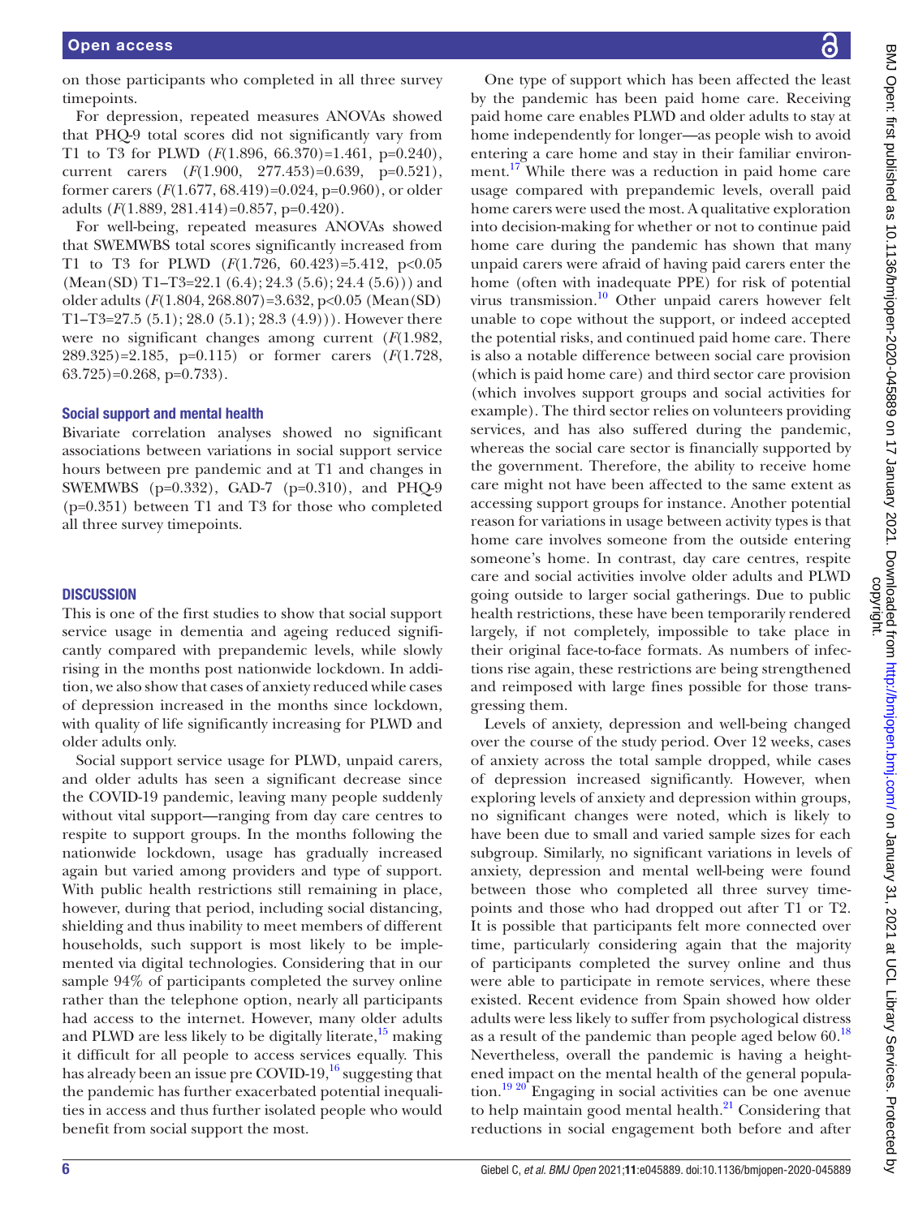on those participants who completed in all three survey timepoints.

For depression, repeated measures ANOVAs showed that PHQ-9 total scores did not significantly vary from T1 to T3 for PLWD ($F(1.896, 66.370)=1.461$, $p=0.240$), current carers ($F(1.900, 277.453)=0.639$, $p=0.521$), former carers ($F(1.677, 68.419)=0.024$, $p=0.960$), or older adults ($F(1.889, 281.414)=0.857$, $p=0.420$).

For well-being, repeated measures ANOVAs showed that SWEMWBS total scores significantly increased from T1 to T3 for PLWD ($F(1.726, 60.423)=5.412$, $p<0.05$ (Mean(SD) T1–T3=22.1 (6.4); 24.3 (5.6); 24.4 (5.6))) and older adults ($F(1.804, 268.807)=3.632$, $p<0.05$ (Mean(SD) T1–T3=27.5 (5.1); 28.0 (5.1); 28.3 (4.9))). However there were no significant changes among current ($F(1.982, 289.325)=2.185$, $p=0.115$) or former carers ($F(1.728, 63.725)=0.268$, $p=0.733$).

### Social support and mental health

Bivariate correlation analyses showed no significant associations between variations in social support service hours between pre pandemic and at T1 and changes in SWEMWBS ($p=0.332$), GAD-7 ($p=0.310$), and PHQ-9 ($p=0.351$) between T1 and T3 for those who completed all three survey timepoints.

## DISCUSSION

This is one of the first studies to show that social support service usage in dementia and ageing reduced significantly compared with prepandemic levels, while slowly rising in the months post nationwide lockdown. In addition, we also show that cases of anxiety reduced while cases of depression increased in the months since lockdown, with quality of life significantly increasing for PLWD and older adults only.

Social support service usage for PLWD, unpaid carers, and older adults has seen a significant decrease since the COVID-19 pandemic, leaving many people suddenly without vital support—ranging from day care centres to respite to support groups. In the months following the nationwide lockdown, usage has gradually increased again but varied among providers and type of support. With public health restrictions still remaining in place, however, during that period, including social distancing, shielding and thus inability to meet members of different households, such support is most likely to be implemented via digital technologies. Considering that in our sample 94% of participants completed the survey online rather than the telephone option, nearly all participants had access to the internet. However, many older adults and PLWD are less likely to be digitally literate,[15] making it difficult for all people to access services equally. This has already been an issue pre COVID-19,[16] suggesting that the pandemic has further exacerbated potential inequalities in access and thus further isolated people who would benefit from social support the most.

One type of support which has been affected the least by the pandemic has been paid home care. Receiving paid home care enables PLWD and older adults to stay at home independently for longer—as people wish to avoid entering a care home and stay in their familiar environment.[17] While there was a reduction in paid home care usage compared with prepandemic levels, overall paid home carers were used the most. A qualitative exploration into decision-making for whether or not to continue paid home care during the pandemic has shown that many unpaid carers were afraid of having paid carers enter the home (often with inadequate PPE) for risk of potential virus transmission.[10] Other unpaid carers however felt unable to cope without the support, or indeed accepted the potential risks, and continued paid home care. There is also a notable difference between social care provision (which is paid home care) and third sector care provision (which involves support groups and social activities for example). The third sector relies on volunteers providing services, and has also suffered during the pandemic, whereas the social care sector is financially supported by the government. Therefore, the ability to receive home care might not have been affected to the same extent as accessing support groups for instance. Another potential reason for variations in usage between activity types is that home care involves someone from the outside entering someone's home. In contrast, day care centres, respite care and social activities involve older adults and PLWD going outside to larger social gatherings. Due to public health restrictions, these have been temporarily rendered largely, if not completely, impossible to take place in their original face-to-face formats. As numbers of infections rise again, these restrictions are being strengthened and reimposed with large fines possible for those transgressing them.

Levels of anxiety, depression and well-being changed over the course of the study period. Over 12 weeks, cases of anxiety across the total sample dropped, while cases of depression increased significantly. However, when exploring levels of anxiety and depression within groups, no significant changes were noted, which is likely to have been due to small and varied sample sizes for each subgroup. Similarly, no significant variations in levels of anxiety, depression and mental well-being were found between those who completed all three survey timepoints and those who had dropped out after T1 or T2. It is possible that participants felt more connected over time, particularly considering again that the majority of participants completed the survey online and thus were able to participate in remote services, where these existed. Recent evidence from Spain showed how older adults were less likely to suffer from psychological distress as a result of the pandemic than people aged below 60.[18] Nevertheless, overall the pandemic is having a heightened impact on the mental health of the general population.[19,20] Engaging in social activities can be one avenue to help maintain good mental health.[21] Considering that reductions in social engagement both before and after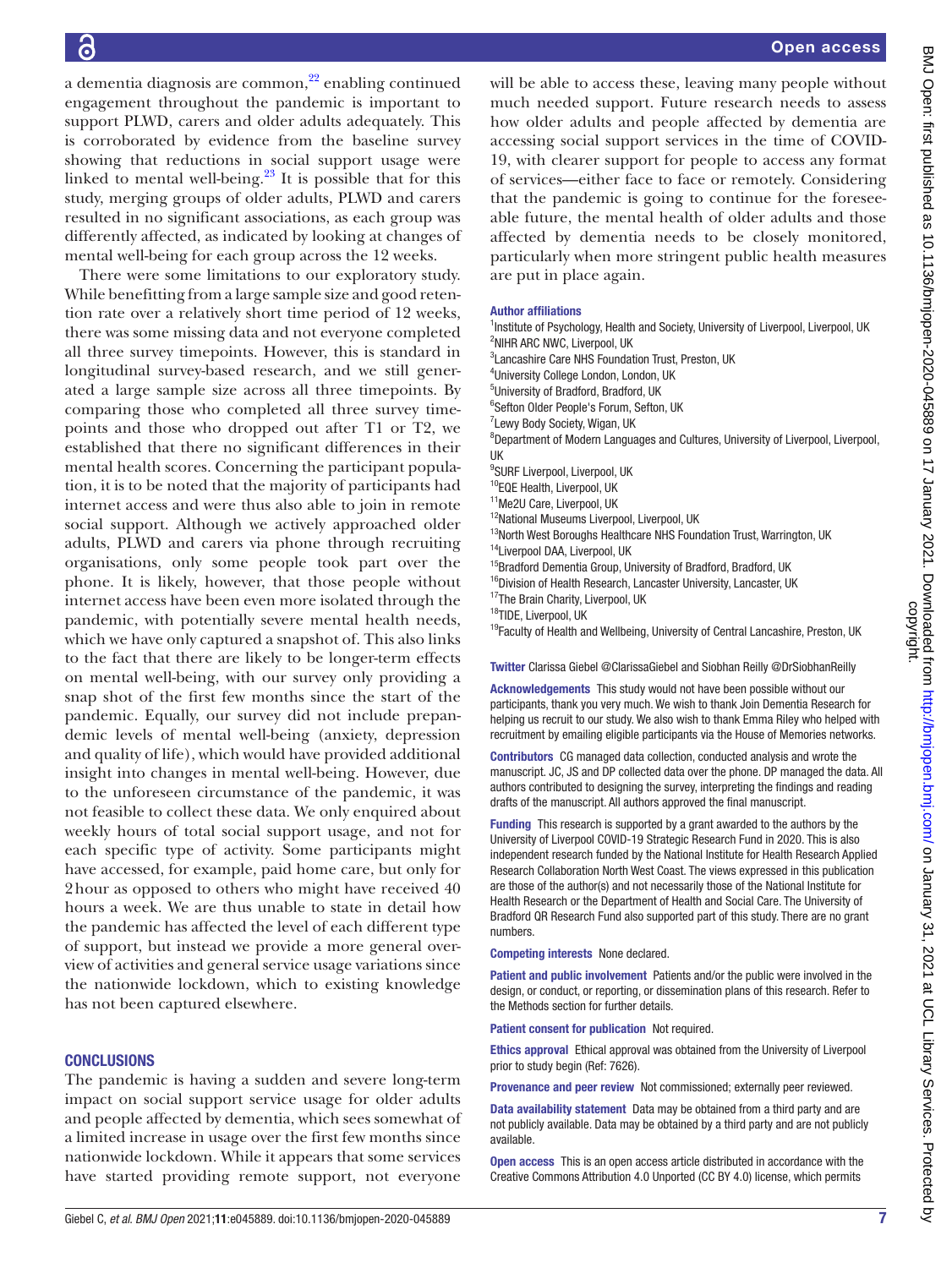a dementia diagnosis are common,[22] enabling continued engagement throughout the pandemic is important to support PLWD, carers and older adults adequately. This is corroborated by evidence from the baseline survey showing that reductions in social support usage were linked to mental well-being.[23] It is possible that for this study, merging groups of older adults, PLWD and carers resulted in no significant associations, as each group was differently affected, as indicated by looking at changes of mental well-being for each group across the 12 weeks.

There were some limitations to our exploratory study. While benefitting from a large sample size and good retention rate over a relatively short time period of 12 weeks, there was some missing data and not everyone completed all three survey timepoints. However, this is standard in longitudinal survey-based research, and we still generated a large sample size across all three timepoints. By comparing those who completed all three survey timepoints and those who dropped out after T1 or T2, we established that there no significant differences in their mental health scores. Concerning the participant population, it is to be noted that the majority of participants had internet access and were thus also able to join in remote social support. Although we actively approached older adults, PLWD and carers via phone through recruiting organisations, only some people took part over the phone. It is likely, however, that those people without internet access have been even more isolated through the pandemic, with potentially severe mental health needs, which we have only captured a snapshot of. This also links to the fact that there are likely to be longer-term effects on mental well-being, with our survey only providing a snap shot of the first few months since the start of the pandemic. Equally, our survey did not include prepandemic levels of mental well-being (anxiety, depression and quality of life), which would have provided additional insight into changes in mental well-being. However, due to the unforeseen circumstance of the pandemic, it was not feasible to collect these data. We only enquired about weekly hours of total social support usage, and not for each specific type of activity. Some participants might have accessed, for example, paid home care, but only for 2 hour as opposed to others who might have received 40 hours a week. We are thus unable to state in detail how the pandemic has affected the level of each different type of support, but instead we provide a more general overview of activities and general service usage variations since the nationwide lockdown, which to existing knowledge has not been captured elsewhere.

## CONCLUSIONS

The pandemic is having a sudden and severe long-term impact on social support service usage for older adults and people affected by dementia, which sees somewhat of a limited increase in usage over the first few months since nationwide lockdown. While it appears that some services have started providing remote support, not everyone will be able to access these, leaving many people without much needed support. Future research needs to assess how older adults and people affected by dementia are accessing social support services in the time of COVID-19, with clearer support for people to access any format of services—either face to face or remotely. Considering that the pandemic is going to continue for the foreseeable future, the mental health of older adults and those affected by dementia needs to be closely monitored, particularly when more stringent public health measures are put in place again.

**Author affiliations**
[1]Institute of Psychology, Health and Society, University of Liverpool, Liverpool, UK
[2]NIHR ARC NWC, Liverpool, UK
[3]Lancashire Care NHS Foundation Trust, Preston, UK
[4]University College London, London, UK
[5]University of Bradford, Bradford, UK
[6]Sefton Older People's Forum, Sefton, UK
[7]Lewy Body Society, Wigan, UK
[8]Department of Modern Languages and Cultures, University of Liverpool, Liverpool, UK
[9]SURF Liverpool, Liverpool, UK
[10]EQE Health, Liverpool, UK
[11]Me2U Care, Liverpool, UK
[12]National Museums Liverpool, Liverpool, UK
[13]North West Boroughs Healthcare NHS Foundation Trust, Warrington, UK
[14]Liverpool DAA, Liverpool, UK
[15]Bradford Dementia Group, University of Bradford, Bradford, UK
[16]Division of Health Research, Lancaster University, Lancaster, UK
[17]The Brain Charity, Liverpool, UK
[18]TIDE, Liverpool, UK
[19]Faculty of Health and Wellbeing, University of Central Lancashire, Preston, UK

**Twitter** Clarissa Giebel @ClarissaGiebel and Siobhan Reilly @DrSiobhanReilly

**Acknowledgements** This study would not have been possible without our participants, thank you very much. We wish to thank Join Dementia Research for helping us recruit to our study. We also wish to thank Emma Riley who helped with recruitment by emailing eligible participants via the House of Memories networks.

**Contributors** CG managed data collection, conducted analysis and wrote the manuscript. JC, JS and DP collected data over the phone. DP managed the data. All authors contributed to designing the survey, interpreting the findings and reading drafts of the manuscript. All authors approved the final manuscript.

**Funding** This research is supported by a grant awarded to the authors by the University of Liverpool COVID-19 Strategic Research Fund in 2020. This is also independent research funded by the National Institute for Health Research Applied Research Collaboration North West Coast. The views expressed in this publication are those of the author(s) and not necessarily those of the National Institute for Health Research or the Department of Health and Social Care. The University of Bradford QR Research Fund also supported part of this study. There are no grant numbers.

**Competing interests** None declared.

**Patient and public involvement** Patients and/or the public were involved in the design, or conduct, or reporting, or dissemination plans of this research. Refer to the Methods section for further details.

**Patient consent for publication** Not required.

**Ethics approval** Ethical approval was obtained from the University of Liverpool prior to study begin (Ref: 7626).

**Provenance and peer review** Not commissioned; externally peer reviewed.

**Data availability statement** Data may be obtained from a third party and are not publicly available. Data may be obtained by a third party and are not publicly available.

**Open access** This is an open access article distributed in accordance with the Creative Commons Attribution 4.0 Unported (CC BY 4.0) license, which permits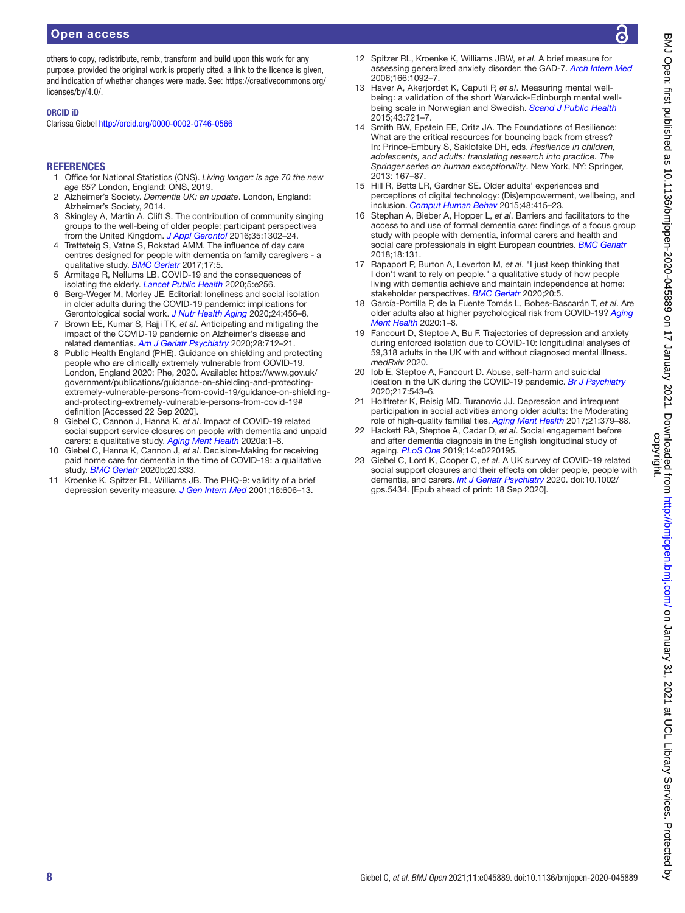others to copy, redistribute, remix, transform and build upon this work for any purpose, provided the original work is properly cited, a link to the licence is given, and indication of whether changes were made. See: https://creativecommons.org/licenses/by/4.0/.

#### ORCID iD

Clarissa Giebel http://orcid.org/0000-0002-0746-0566

## REFERENCES

1. Office for National Statistics (ONS). *Living longer: is age 70 the new age 65?* London, England: ONS, 2019.
2. Alzheimer's Society. *Dementia UK: an update*. London, England: Alzheimer's Society, 2014.
3. Skingley A, Martin A, Clift S. The contribution of community singing groups to the well-being of older people: participant perspectives from the United Kingdom. *J Appl Gerontol* 2016;35:1302–24.
4. Tretteteig S, Vatne S, Rokstad AMM. The influence of day care centres designed for people with dementia on family caregivers - a qualitative study. *BMC Geriatr* 2017;17:5.
5. Armitage R, Nellums LB. COVID-19 and the consequences of isolating the elderly. *Lancet Public Health* 2020;5:e256.
6. Berg-Weger M, Morley JE. Editorial: loneliness and social isolation in older adults during the COVID-19 pandemic: implications for Gerontological social work. *J Nutr Health Aging* 2020;24:456–8.
7. Brown EE, Kumar S, Rajji TK, *et al*. Anticipating and mitigating the impact of the COVID-19 pandemic on Alzheimer's disease and related dementias. *Am J Geriatr Psychiatry* 2020;28:712–21.
8. Public Health England (PHE). Guidance on shielding and protecting people who are clinically extremely vulnerable from COVID-19. London, England 2020: Phe, 2020. Available: https://www.gov.uk/government/publications/guidance-on-shielding-and-protecting-extremely-vulnerable-persons-from-covid-19/guidance-on-shielding-and-protecting-extremely-vulnerable-persons-from-covid-19# definition [Accessed 22 Sep 2020].
9. Giebel C, Cannon J, Hanna K, *et al*. Impact of COVID-19 related social support service closures on people with dementia and unpaid carers: a qualitative study. *Aging Ment Health* 2020a:1–8.
10. Giebel C, Hanna K, Cannon J, *et al*. Decision-Making for receiving paid home care for dementia in the time of COVID-19: a qualitative study. *BMC Geriatr* 2020b;20:333.
11. Kroenke K, Spitzer RL, Williams JB. The PHQ-9: validity of a brief depression severity measure. *J Gen Intern Med* 2001;16:606–13.
12. Spitzer RL, Kroenke K, Williams JBW, *et al*. A brief measure for assessing generalized anxiety disorder: the GAD-7. *Arch Intern Med* 2006;166:1092–7.
13. Haver A, Akerjordet K, Caputi P, *et al*. Measuring mental well-being: a validation of the short Warwick-Edinburgh mental well-being scale in Norwegian and Swedish. *Scand J Public Health* 2015;43:721–7.
14. Smith BW, Epstein EE, Oritz JA. The Foundations of Resilience: What are the critical resources for bouncing back from stress? In: Prince-Embury S, Saklofske DH, eds. *Resilience in children, adolescents, and adults: translating research into practice. The Springer series on human exceptionality*. New York, NY: Springer, 2013: 167–87.
15. Hill R, Betts LR, Gardner SE. Older adults' experiences and perceptions of digital technology: (Dis)empowerment, wellbeing, and inclusion. *Comput Human Behav* 2015;48:415–23.
16. Stephan A, Bieber A, Hopper L, *et al*. Barriers and facilitators to the access to and use of formal dementia care: findings of a focus group study with people with dementia, informal carers and health and social care professionals in eight European countries. *BMC Geriatr* 2018;18:131.
17. Rapaport P, Burton A, Leverton M, *et al*. "I just keep thinking that I don't want to rely on people." a qualitative study of how people living with dementia achieve and maintain independence at home: stakeholder perspectives. *BMC Geriatr* 2020;20:5.
18. García-Portilla P, de la Fuente Tomás L, Bobes-Bascarán T, *et al*. Are older adults also at higher psychological risk from COVID-19? *Aging Ment Health* 2020:1–8.
19. Fancourt D, Steptoe A, Bu F. Trajectories of depression and anxiety during enforced isolation due to COVID-10: longitudinal analyses of 59,318 adults in the UK with and without diagnosed mental illness. *medRxiv* 2020.
20. Iob E, Steptoe A, Fancourt D. Abuse, self-harm and suicidal ideation in the UK during the COVID-19 pandemic. *Br J Psychiatry* 2020;217:543–6.
21. Holtfreter K, Reisig MD, Turanovic JJ. Depression and infrequent participation in social activities among older adults: the Moderating role of high-quality familial ties. *Aging Ment Health* 2017;21:379–88.
22. Hackett RA, Steptoe A, Cadar D, *et al*. Social engagement before and after dementia diagnosis in the English longitudinal study of ageing. *PLoS One* 2019;14:e0220195.
23. Giebel C, Lord K, Cooper C, *et al*. A UK survey of COVID-19 related social support closures and their effects on older people, people with dementia, and carers. *Int J Geriatr Psychiatry* 2020. doi:10.1002/gps.5434. [Epub ahead of print: 18 Sep 2020].